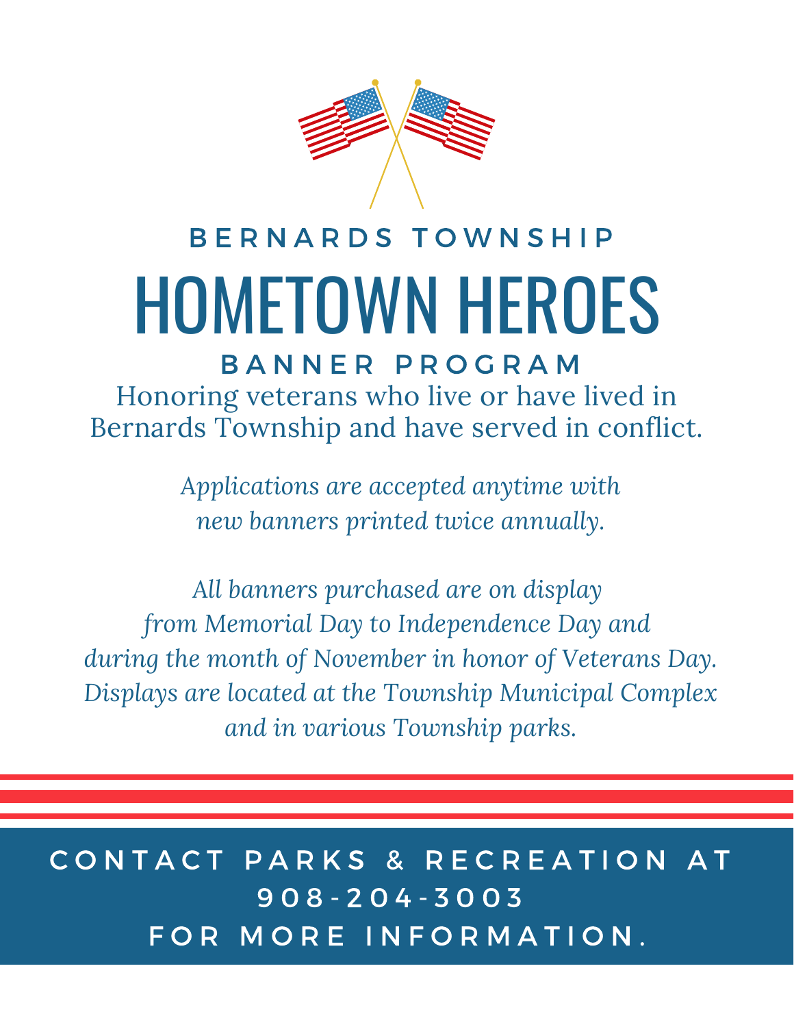BERNARDS TOWNSHIP

# HOMETOWN HEROES

## BANNER PROGRAM

Honoring veterans who live or have lived in Bernards Township and have served in conflict.

*Applications are accepted anytime with new banners printed twice annually.*

*All banners purchased are on display from Memorial Day to Independence Day and during the month of November in honor of Veterans Day. Displays are located at the Township Municipal Complex and in various Township parks.*

CONTACT PARKS & RECREATION AT 908-204-3003 FOR MORE INFORMATION.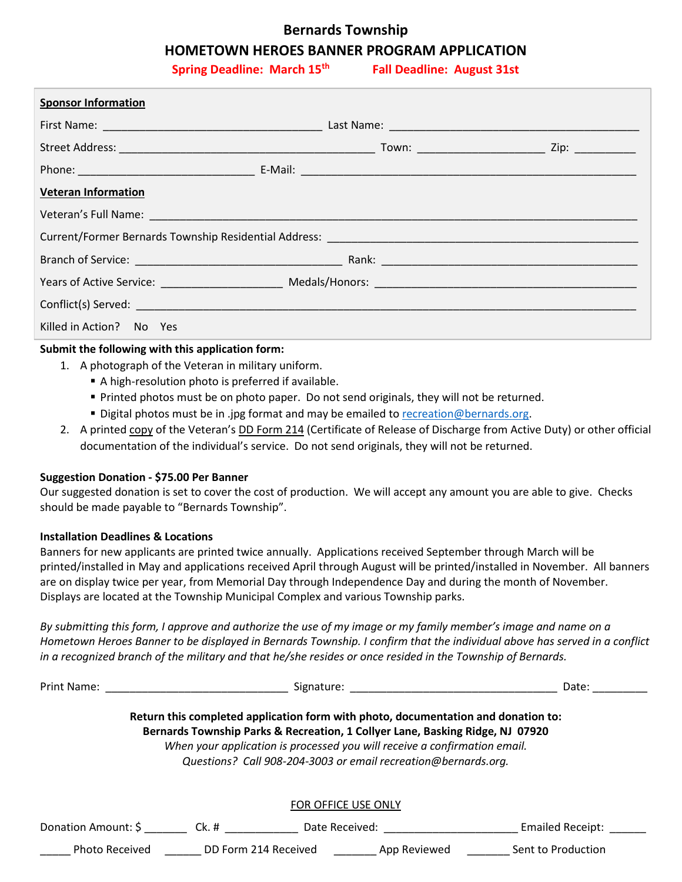# Bernards Township

## HOMETOWN HEROES BANNER PROGRAM APPLICATION

**Spring Deadline: March 15th** **Fall Deadline: August 31st**

**Sponsor Information**

First Name: ______________________ Last Name: ______________________

Street Address: ______________________ Town: ______________ Zip: ________

Phone: ______________________ E-Mail: ______________________

**Veteran Information**

Veteran's Full Name: ______________________

Current/Former Bernards Township Residential Address: ______________________

Branch of Service: ______________________ Rank: ______________________

Years of Active Service: ______________ Medals/Honors: ______________________

Conflict(s) Served: ______________________

Killed in Action? No Yes

**Submit the following with this application form:**

1. A photograph of the Veteran in military uniform.
   - A high-resolution photo is preferred if available.
   - Printed photos must be on photo paper. Do not send originals, they will not be returned.
   - Digital photos must be in .jpg format and may be emailed to recreation@bernards.org.
2. A printed copy of the Veteran's DD Form 214 (Certificate of Release of Discharge from Active Duty) or other official documentation of the individual's service. Do not send originals, they will not be returned.

**Suggestion Donation - $75.00 Per Banner**

Our suggested donation is set to cover the cost of production. We will accept any amount you are able to give. Checks should be made payable to "Bernards Township".

**Installation Deadlines & Locations**

Banners for new applicants are printed twice annually. Applications received September through March will be printed/installed in May and applications received April through August will be printed/installed in November. All banners are on display twice per year, from Memorial Day through Independence Day and during the month of November. Displays are located at the Township Municipal Complex and various Township parks.

*By submitting this form, I approve and authorize the use of my image or my family member's image and name on a Hometown Heroes Banner to be displayed in Bernards Township. I confirm that the individual above has served in a conflict in a recognized branch of the military and that he/she resides or once resided in the Township of Bernards.*

Print Name: ______________________ Signature: ______________________ Date: ________

**Return this completed application form with photo, documentation and donation to:**
**Bernards Township Parks & Recreation, 1 Collyer Lane, Basking Ridge, NJ 07920**
*When your application is processed you will receive a confirmation email.*
*Questions? Call 908-204-3003 or email recreation@bernards.org.*

FOR OFFICE USE ONLY

Donation Amount: $ _______ Ck. # ___________ Date Received: ______________ Emailed Receipt: ______

_____ Photo Received ______ DD Form 214 Received _______ App Reviewed _______ Sent to Production